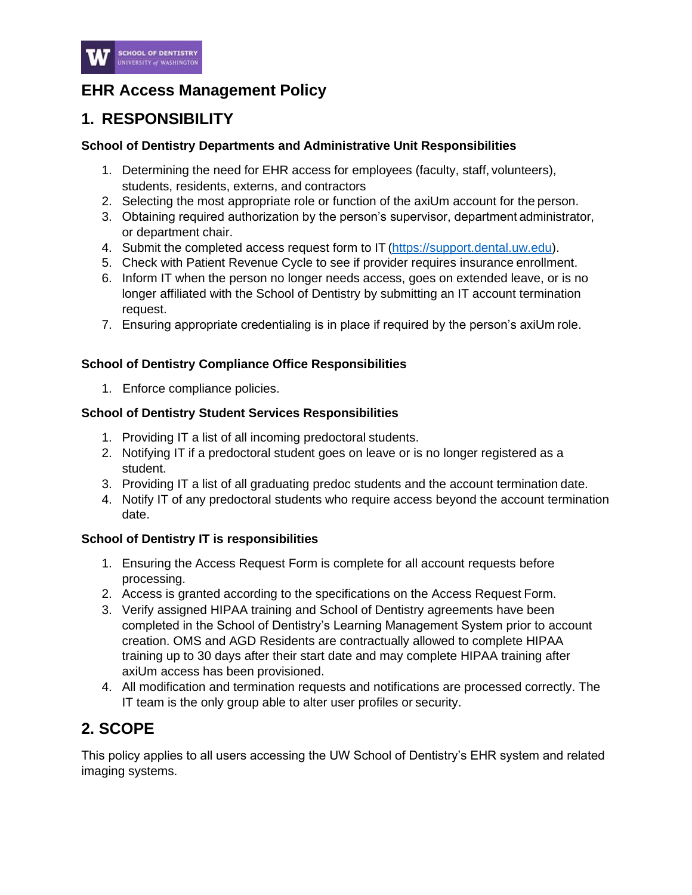# EHR Access Management Policy

## 1. RESPONSIBILITY

**School of Dentistry Departments and Administrative Unit Responsibilities**

1. Determining the need for EHR access for employees (faculty, staff, volunteers), students, residents, externs, and contractors
2. Selecting the most appropriate role or function of the axiUm account for the person.
3. Obtaining required authorization by the person's supervisor, department administrator, or department chair.
4. Submit the completed access request form to IT (https://support.dental.uw.edu).
5. Check with Patient Revenue Cycle to see if provider requires insurance enrollment.
6. Inform IT when the person no longer needs access, goes on extended leave, or is no longer affiliated with the School of Dentistry by submitting an IT account termination request.
7. Ensuring appropriate credentialing is in place if required by the person's axiUm role.

**School of Dentistry Compliance Office Responsibilities**

1. Enforce compliance policies.

**School of Dentistry Student Services Responsibilities**

1. Providing IT a list of all incoming predoctoral students.
2. Notifying IT if a predoctoral student goes on leave or is no longer registered as a student.
3. Providing IT a list of all graduating predoc students and the account termination date.
4. Notify IT of any predoctoral students who require access beyond the account termination date.

**School of Dentistry IT is responsibilities**

1. Ensuring the Access Request Form is complete for all account requests before processing.
2. Access is granted according to the specifications on the Access Request Form.
3. Verify assigned HIPAA training and School of Dentistry agreements have been completed in the School of Dentistry's Learning Management System prior to account creation. OMS and AGD Residents are contractually allowed to complete HIPAA training up to 30 days after their start date and may complete HIPAA training after axiUm access has been provisioned.
4. All modification and termination requests and notifications are processed correctly. The IT team is the only group able to alter user profiles or security.

## 2. SCOPE

This policy applies to all users accessing the UW School of Dentistry's EHR system and related imaging systems.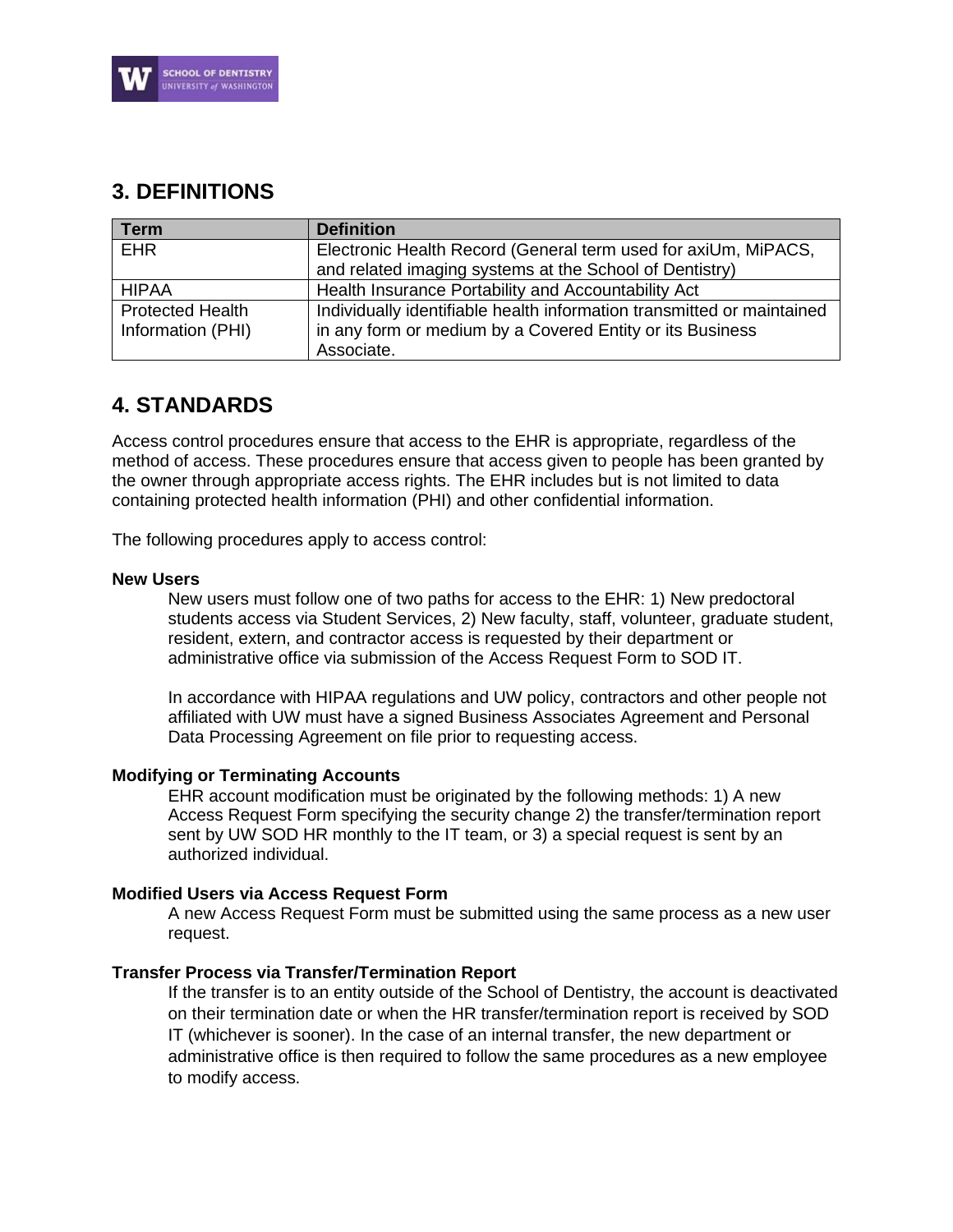## 3. DEFINITIONS

| Term | Definition |
|---|---|
| EHR | Electronic Health Record (General term used for axiUm, MiPACS, and related imaging systems at the School of Dentistry) |
| HIPAA | Health Insurance Portability and Accountability Act |
| Protected Health Information (PHI) | Individually identifiable health information transmitted or maintained in any form or medium by a Covered Entity or its Business Associate. |

## 4. STANDARDS

Access control procedures ensure that access to the EHR is appropriate, regardless of the method of access. These procedures ensure that access given to people has been granted by the owner through appropriate access rights. The EHR includes but is not limited to data containing protected health information (PHI) and other confidential information.

The following procedures apply to access control:

**New Users**

New users must follow one of two paths for access to the EHR: 1) New predoctoral students access via Student Services, 2) New faculty, staff, volunteer, graduate student, resident, extern, and contractor access is requested by their department or administrative office via submission of the Access Request Form to SOD IT.

In accordance with HIPAA regulations and UW policy, contractors and other people not affiliated with UW must have a signed Business Associates Agreement and Personal Data Processing Agreement on file prior to requesting access.

**Modifying or Terminating Accounts**

EHR account modification must be originated by the following methods: 1) A new Access Request Form specifying the security change 2) the transfer/termination report sent by UW SOD HR monthly to the IT team, or 3) a special request is sent by an authorized individual.

**Modified Users via Access Request Form**

A new Access Request Form must be submitted using the same process as a new user request.

**Transfer Process via Transfer/Termination Report**

If the transfer is to an entity outside of the School of Dentistry, the account is deactivated on their termination date or when the HR transfer/termination report is received by SOD IT (whichever is sooner). In the case of an internal transfer, the new department or administrative office is then required to follow the same procedures as a new employee to modify access.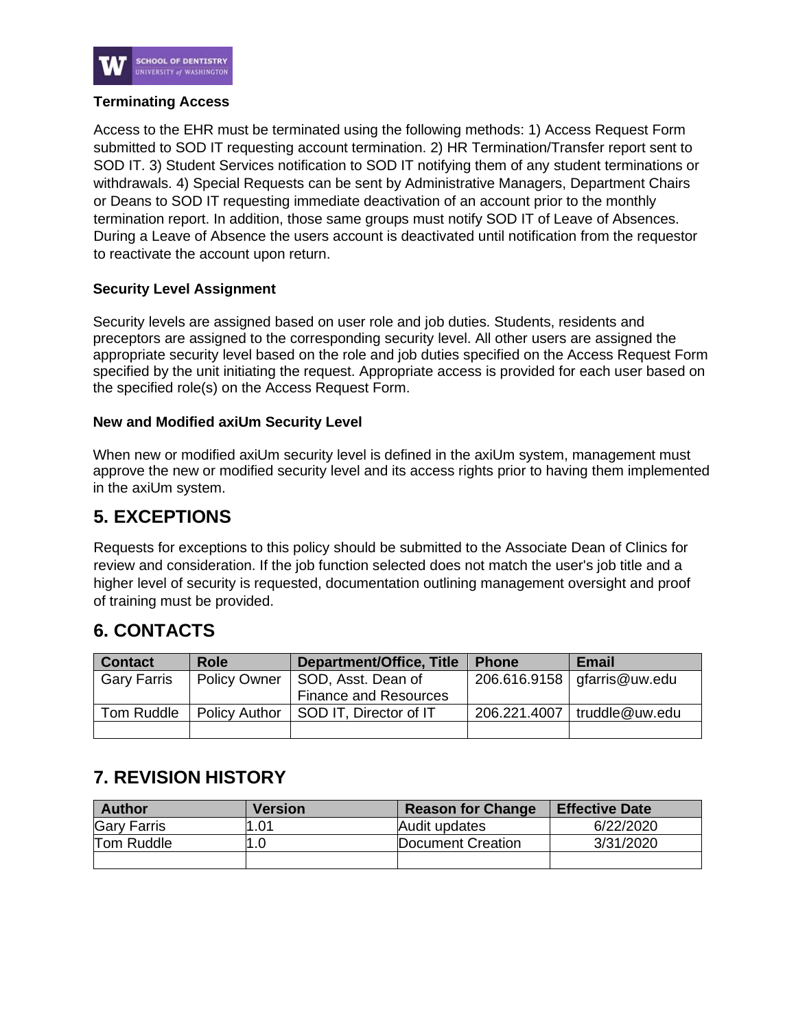**Terminating Access**

Access to the EHR must be terminated using the following methods: 1) Access Request Form submitted to SOD IT requesting account termination. 2) HR Termination/Transfer report sent to SOD IT. 3) Student Services notification to SOD IT notifying them of any student terminations or withdrawals. 4) Special Requests can be sent by Administrative Managers, Department Chairs or Deans to SOD IT requesting immediate deactivation of an account prior to the monthly termination report. In addition, those same groups must notify SOD IT of Leave of Absences. During a Leave of Absence the users account is deactivated until notification from the requestor to reactivate the account upon return.

**Security Level Assignment**

Security levels are assigned based on user role and job duties. Students, residents and preceptors are assigned to the corresponding security level. All other users are assigned the appropriate security level based on the role and job duties specified on the Access Request Form specified by the unit initiating the request. Appropriate access is provided for each user based on the specified role(s) on the Access Request Form.

**New and Modified axiUm Security Level**

When new or modified axiUm security level is defined in the axiUm system, management must approve the new or modified security level and its access rights prior to having them implemented in the axiUm system.

## 5. EXCEPTIONS

Requests for exceptions to this policy should be submitted to the Associate Dean of Clinics for review and consideration. If the job function selected does not match the user's job title and a higher level of security is requested, documentation outlining management oversight and proof of training must be provided.

## 6. CONTACTS

| Contact | Role | Department/Office, Title | Phone | Email |
|---|---|---|---|---|
| Gary Farris | Policy Owner | SOD, Asst. Dean of Finance and Resources | 206.616.9158 | gfarris@uw.edu |
| Tom Ruddle | Policy Author | SOD IT, Director of IT | 206.221.4007 | truddle@uw.edu |
| | | | | |

## 7. REVISION HISTORY

| Author | Version | Reason for Change | Effective Date |
|---|---|---|---|
| Gary Farris | 1.01 | Audit updates | 6/22/2020 |
| Tom Ruddle | 1.0 | Document Creation | 3/31/2020 |
| | | | |